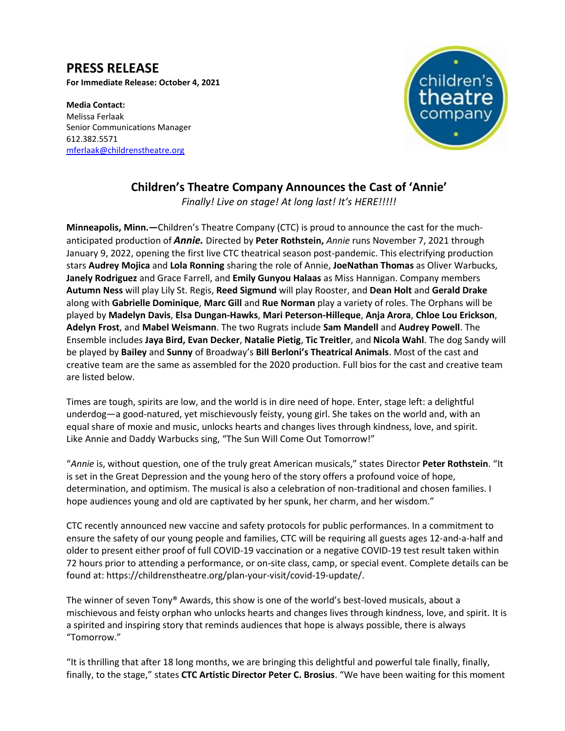# PRESS RELEASE

**For Immediate Release: October 4, 2021**

**Media Contact:**
Melissa Ferlaak
Senior Communications Manager
612.382.5571
mferlaak@childrenstheatre.org

## Children's Theatre Company Announces the Cast of 'Annie'

*Finally! Live on stage! At long last! It's HERE!!!!!*

**Minneapolis, Minn.—**Children's Theatre Company (CTC) is proud to announce the cast for the much-anticipated production of ***Annie.*** Directed by **Peter Rothstein,** *Annie* runs November 7, 2021 through January 9, 2022, opening the first live CTC theatrical season post-pandemic. This electrifying production stars **Audrey Mojica** and **Lola Ronning** sharing the role of Annie, **JoeNathan Thomas** as Oliver Warbucks, **Janely Rodriguez** and Grace Farrell, and **Emily Gunyou Halaas** as Miss Hannigan. Company members **Autumn Ness** will play Lily St. Regis, **Reed Sigmund** will play Rooster, and **Dean Holt** and **Gerald Drake** along with **Gabrielle Dominique**, **Marc Gill** and **Rue Norman** play a variety of roles. The Orphans will be played by **Madelyn Davis**, **Elsa Dungan-Hawks**, **Mari Peterson-Hilleque**, **Anja Arora**, **Chloe Lou Erickson**, **Adelyn Frost**, and **Mabel Weismann**. The two Rugrats include **Sam Mandell** and **Audrey Powell**. The Ensemble includes **Jaya Bird, Evan Decker**, **Natalie Pietig**, **Tic Treitler**, and **Nicola Wahl**. The dog Sandy will be played by **Bailey** and **Sunny** of Broadway's **Bill Berloni's Theatrical Animals**. Most of the cast and creative team are the same as assembled for the 2020 production. Full bios for the cast and creative team are listed below.

Times are tough, spirits are low, and the world is in dire need of hope. Enter, stage left: a delightful underdog—a good-natured, yet mischievously feisty, young girl. She takes on the world and, with an equal share of moxie and music, unlocks hearts and changes lives through kindness, love, and spirit. Like Annie and Daddy Warbucks sing, "The Sun Will Come Out Tomorrow!"

"*Annie* is, without question, one of the truly great American musicals," states Director **Peter Rothstein**. "It is set in the Great Depression and the young hero of the story offers a profound voice of hope, determination, and optimism. The musical is also a celebration of non-traditional and chosen families. I hope audiences young and old are captivated by her spunk, her charm, and her wisdom."

CTC recently announced new vaccine and safety protocols for public performances. In a commitment to ensure the safety of our young people and families, CTC will be requiring all guests ages 12-and-a-half and older to present either proof of full COVID-19 vaccination or a negative COVID-19 test result taken within 72 hours prior to attending a performance, or on-site class, camp, or special event. Complete details can be found at: https://childrenstheatre.org/plan-your-visit/covid-19-update/.

The winner of seven Tony® Awards, this show is one of the world's best-loved musicals, about a mischievous and feisty orphan who unlocks hearts and changes lives through kindness, love, and spirit. It is a spirited and inspiring story that reminds audiences that hope is always possible, there is always "Tomorrow."

"It is thrilling that after 18 long months, we are bringing this delightful and powerful tale finally, finally, finally, to the stage," states **CTC Artistic Director Peter C. Brosius**. "We have been waiting for this moment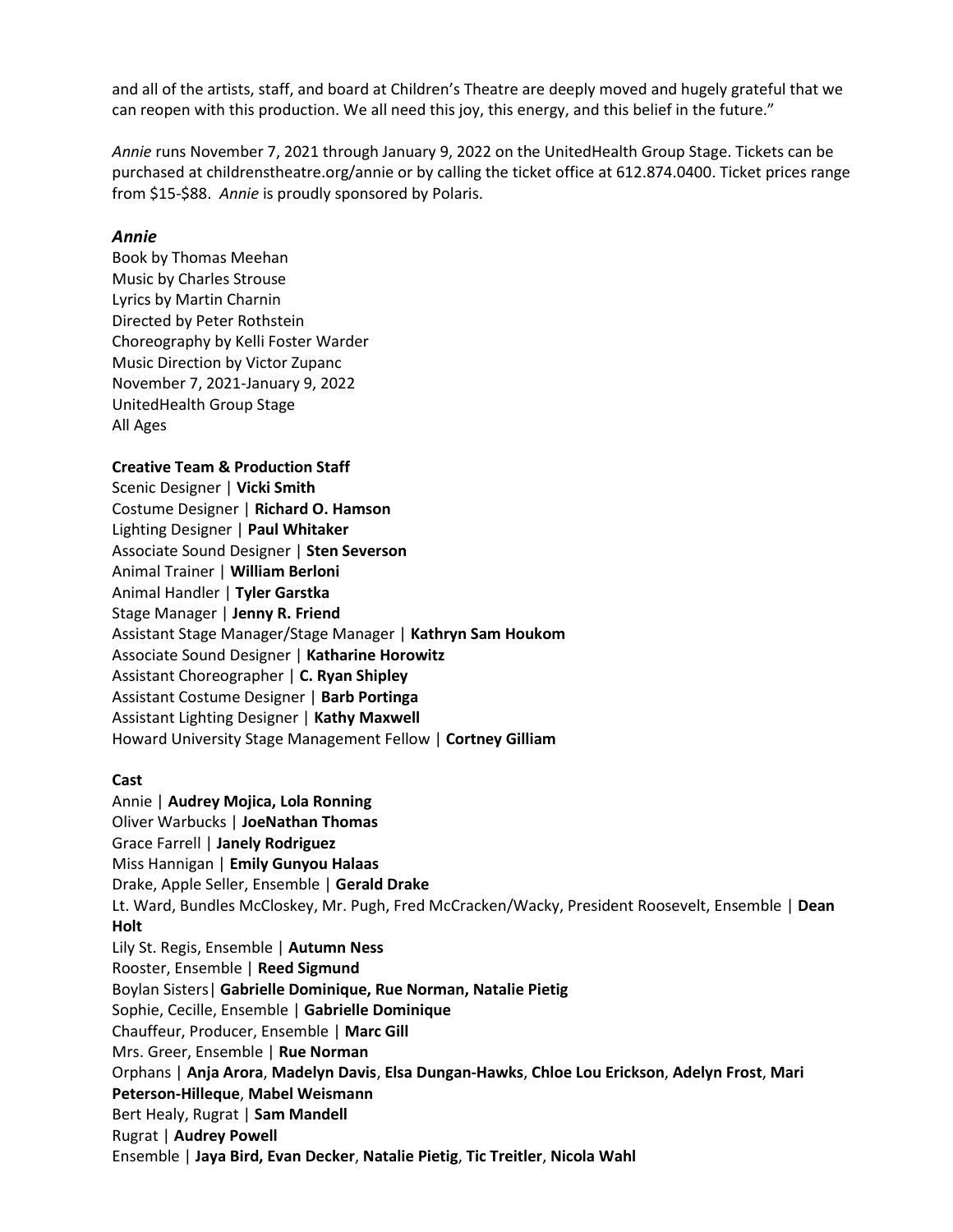and all of the artists, staff, and board at Children's Theatre are deeply moved and hugely grateful that we can reopen with this production. We all need this joy, this energy, and this belief in the future."

*Annie* runs November 7, 2021 through January 9, 2022 on the UnitedHealth Group Stage. Tickets can be purchased at childrenstheatre.org/annie or by calling the ticket office at 612.874.0400. Ticket prices range from $15-$88. *Annie* is proudly sponsored by Polaris.

### *Annie*

Book by Thomas Meehan
Music by Charles Strouse
Lyrics by Martin Charnin
Directed by Peter Rothstein
Choreography by Kelli Foster Warder
Music Direction by Victor Zupanc
November 7, 2021-January 9, 2022
UnitedHealth Group Stage
All Ages

**Creative Team & Production Staff**

Scenic Designer | **Vicki Smith**
Costume Designer | **Richard O. Hamson**
Lighting Designer | **Paul Whitaker**
Associate Sound Designer | **Sten Severson**
Animal Trainer | **William Berloni**
Animal Handler | **Tyler Garstka**
Stage Manager | **Jenny R. Friend**
Assistant Stage Manager/Stage Manager | **Kathryn Sam Houkom**
Associate Sound Designer | **Katharine Horowitz**
Assistant Choreographer | **C. Ryan Shipley**
Assistant Costume Designer | **Barb Portinga**
Assistant Lighting Designer | **Kathy Maxwell**
Howard University Stage Management Fellow | **Cortney Gilliam**

**Cast**

Annie | **Audrey Mojica, Lola Ronning**
Oliver Warbucks | **JoeNathan Thomas**
Grace Farrell | **Janely Rodriguez**
Miss Hannigan | **Emily Gunyou Halaas**
Drake, Apple Seller, Ensemble | **Gerald Drake**
Lt. Ward, Bundles McCloskey, Mr. Pugh, Fred McCracken/Wacky, President Roosevelt, Ensemble | **Dean Holt**
Lily St. Regis, Ensemble | **Autumn Ness**
Rooster, Ensemble | **Reed Sigmund**
Boylan Sisters| **Gabrielle Dominique, Rue Norman, Natalie Pietig**
Sophie, Cecille, Ensemble | **Gabrielle Dominique**
Chauffeur, Producer, Ensemble | **Marc Gill**
Mrs. Greer, Ensemble | **Rue Norman**
Orphans | **Anja Arora**, **Madelyn Davis**, **Elsa Dungan-Hawks**, **Chloe Lou Erickson**, **Adelyn Frost**, **Mari Peterson-Hilleque**, **Mabel Weismann**
Bert Healy, Rugrat | **Sam Mandell**
Rugrat | **Audrey Powell**
Ensemble | **Jaya Bird, Evan Decker**, **Natalie Pietig**, **Tic Treitler**, **Nicola Wahl**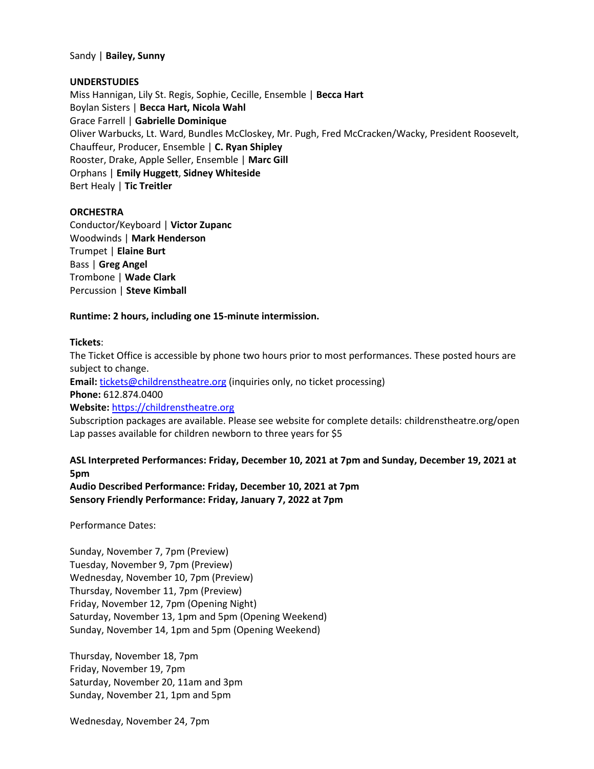Sandy | **Bailey, Sunny**

**UNDERSTUDIES**
Miss Hannigan, Lily St. Regis, Sophie, Cecille, Ensemble | **Becca Hart**
Boylan Sisters | **Becca Hart, Nicola Wahl**
Grace Farrell | **Gabrielle Dominique**
Oliver Warbucks, Lt. Ward, Bundles McCloskey, Mr. Pugh, Fred McCracken/Wacky, President Roosevelt, Chauffeur, Producer, Ensemble | **C. Ryan Shipley**
Rooster, Drake, Apple Seller, Ensemble | **Marc Gill**
Orphans | **Emily Huggett**, **Sidney Whiteside**
Bert Healy | **Tic Treitler**

**ORCHESTRA**
Conductor/Keyboard | **Victor Zupanc**
Woodwinds | **Mark Henderson**
Trumpet | **Elaine Burt**
Bass | **Greg Angel**
Trombone | **Wade Clark**
Percussion | **Steve Kimball**

**Runtime: 2 hours, including one 15-minute intermission.**

**Tickets**:
The Ticket Office is accessible by phone two hours prior to most performances. These posted hours are subject to change.
**Email:** tickets@childrenstheatre.org (inquiries only, no ticket processing)
**Phone:** 612.874.0400
**Website:** https://childrenstheatre.org
Subscription packages are available. Please see website for complete details: childrenstheatre.org/open
Lap passes available for children newborn to three years for $5

**ASL Interpreted Performances: Friday, December 10, 2021 at 7pm and Sunday, December 19, 2021 at 5pm**
**Audio Described Performance: Friday, December 10, 2021 at 7pm**
**Sensory Friendly Performance: Friday, January 7, 2022 at 7pm**

Performance Dates:

Sunday, November 7, 7pm (Preview)
Tuesday, November 9, 7pm (Preview)
Wednesday, November 10, 7pm (Preview)
Thursday, November 11, 7pm (Preview)
Friday, November 12, 7pm (Opening Night)
Saturday, November 13, 1pm and 5pm (Opening Weekend)
Sunday, November 14, 1pm and 5pm (Opening Weekend)

Thursday, November 18, 7pm
Friday, November 19, 7pm
Saturday, November 20, 11am and 3pm
Sunday, November 21, 1pm and 5pm

Wednesday, November 24, 7pm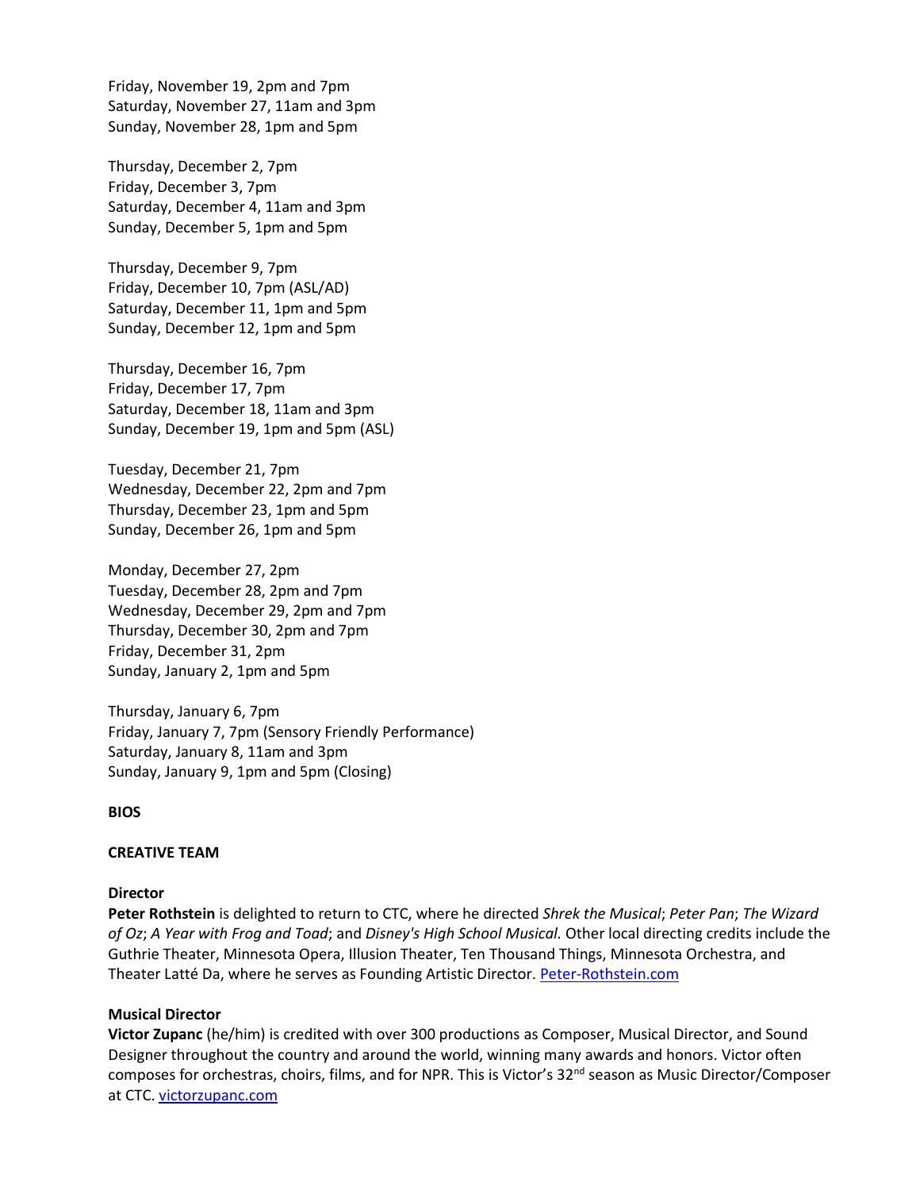Friday, November 19, 2pm and 7pm
Saturday, November 27, 11am and 3pm
Sunday, November 28, 1pm and 5pm

Thursday, December 2, 7pm
Friday, December 3, 7pm
Saturday, December 4, 11am and 3pm
Sunday, December 5, 1pm and 5pm

Thursday, December 9, 7pm
Friday, December 10, 7pm (ASL/AD)
Saturday, December 11, 1pm and 5pm
Sunday, December 12, 1pm and 5pm

Thursday, December 16, 7pm
Friday, December 17, 7pm
Saturday, December 18, 11am and 3pm
Sunday, December 19, 1pm and 5pm (ASL)

Tuesday, December 21, 7pm
Wednesday, December 22, 2pm and 7pm
Thursday, December 23, 1pm and 5pm
Sunday, December 26, 1pm and 5pm

Monday, December 27, 2pm
Tuesday, December 28, 2pm and 7pm
Wednesday, December 29, 2pm and 7pm
Thursday, December 30, 2pm and 7pm
Friday, December 31, 2pm
Sunday, January 2, 1pm and 5pm

Thursday, January 6, 7pm
Friday, January 7, 7pm (Sensory Friendly Performance)
Saturday, January 8, 11am and 3pm
Sunday, January 9, 1pm and 5pm (Closing)

**BIOS**

**CREATIVE TEAM**

**Director**
**Peter Rothstein** is delighted to return to CTC, where he directed *Shrek the Musical*; *Peter Pan*; *The Wizard of Oz*; *A Year with Frog and Toad*; and *Disney's High School Musical.* Other local directing credits include the Guthrie Theater, Minnesota Opera, Illusion Theater, Ten Thousand Things, Minnesota Orchestra, and Theater Latté Da, where he serves as Founding Artistic Director. [Peter-Rothstein.com](Peter-Rothstein.com)

**Musical Director**
**Victor Zupanc** (he/him) is credited with over 300 productions as Composer, Musical Director, and Sound Designer throughout the country and around the world, winning many awards and honors. Victor often composes for orchestras, choirs, films, and for NPR. This is Victor's 32nd season as Music Director/Composer at CTC. [victorzupanc.com](victorzupanc.com)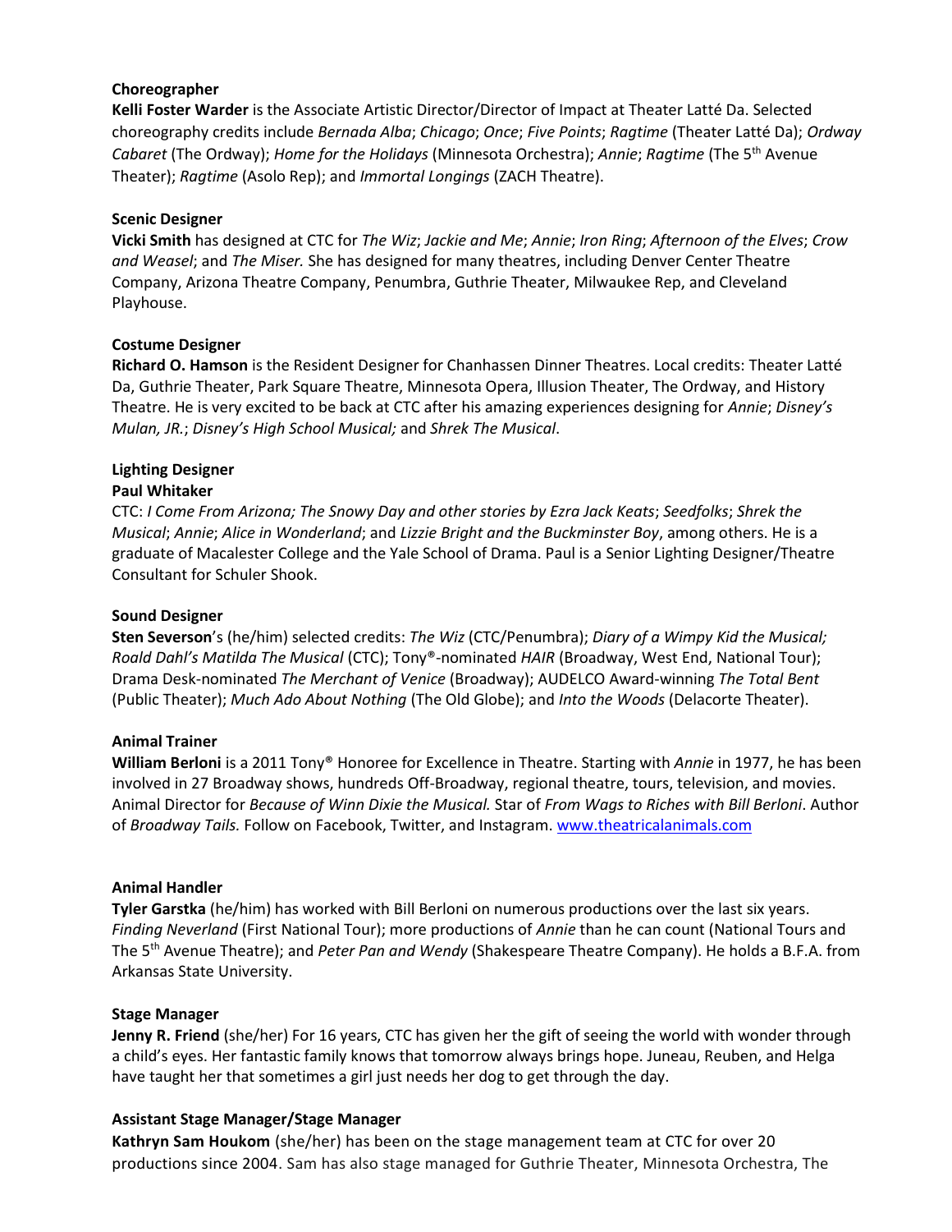**Choreographer**

**Kelli Foster Warder** is the Associate Artistic Director/Director of Impact at Theater Latté Da. Selected choreography credits include *Bernada Alba*; *Chicago*; *Once*; *Five Points*; *Ragtime* (Theater Latté Da); *Ordway Cabaret* (The Ordway); *Home for the Holidays* (Minnesota Orchestra); *Annie*; *Ragtime* (The 5th Avenue Theater); *Ragtime* (Asolo Rep); and *Immortal Longings* (ZACH Theatre).

**Scenic Designer**

**Vicki Smith** has designed at CTC for *The Wiz*; *Jackie and Me*; *Annie*; *Iron Ring*; *Afternoon of the Elves*; *Crow and Weasel*; and *The Miser.* She has designed for many theatres, including Denver Center Theatre Company, Arizona Theatre Company, Penumbra, Guthrie Theater, Milwaukee Rep, and Cleveland Playhouse.

**Costume Designer**

**Richard O. Hamson** is the Resident Designer for Chanhassen Dinner Theatres. Local credits: Theater Latté Da, Guthrie Theater, Park Square Theatre, Minnesota Opera, Illusion Theater, The Ordway, and History Theatre. He is very excited to be back at CTC after his amazing experiences designing for *Annie*; *Disney's Mulan, JR.*; *Disney's High School Musical;* and *Shrek The Musical*.

**Lighting Designer**

**Paul Whitaker**

CTC: *I Come From Arizona; The Snowy Day and other stories by Ezra Jack Keats*; *Seedfolks*; *Shrek the Musical*; *Annie*; *Alice in Wonderland*; and *Lizzie Bright and the Buckminster Boy*, among others. He is a graduate of Macalester College and the Yale School of Drama. Paul is a Senior Lighting Designer/Theatre Consultant for Schuler Shook.

**Sound Designer**

**Sten Severson**'s (he/him) selected credits: *The Wiz* (CTC/Penumbra); *Diary of a Wimpy Kid the Musical; Roald Dahl's Matilda The Musical* (CTC); Tony®-nominated *HAIR* (Broadway, West End, National Tour); Drama Desk-nominated *The Merchant of Venice* (Broadway); AUDELCO Award-winning *The Total Bent* (Public Theater); *Much Ado About Nothing* (The Old Globe); and *Into the Woods* (Delacorte Theater).

**Animal Trainer**

**William Berloni** is a 2011 Tony® Honoree for Excellence in Theatre. Starting with *Annie* in 1977, he has been involved in 27 Broadway shows, hundreds Off-Broadway, regional theatre, tours, television, and movies. Animal Director for *Because of Winn Dixie the Musical.* Star of *From Wags to Riches with Bill Berloni*. Author of *Broadway Tails.* Follow on Facebook, Twitter, and Instagram. [www.theatricalanimals.com](www.theatricalanimals.com)

**Animal Handler**

**Tyler Garstka** (he/him) has worked with Bill Berloni on numerous productions over the last six years. *Finding Neverland* (First National Tour); more productions of *Annie* than he can count (National Tours and The 5th Avenue Theatre); and *Peter Pan and Wendy* (Shakespeare Theatre Company). He holds a B.F.A. from Arkansas State University.

**Stage Manager**

**Jenny R. Friend** (she/her) For 16 years, CTC has given her the gift of seeing the world with wonder through a child's eyes. Her fantastic family knows that tomorrow always brings hope. Juneau, Reuben, and Helga have taught her that sometimes a girl just needs her dog to get through the day.

**Assistant Stage Manager/Stage Manager**

**Kathryn Sam Houkom** (she/her) has been on the stage management team at CTC for over 20 productions since 2004. Sam has also stage managed for Guthrie Theater, Minnesota Orchestra, The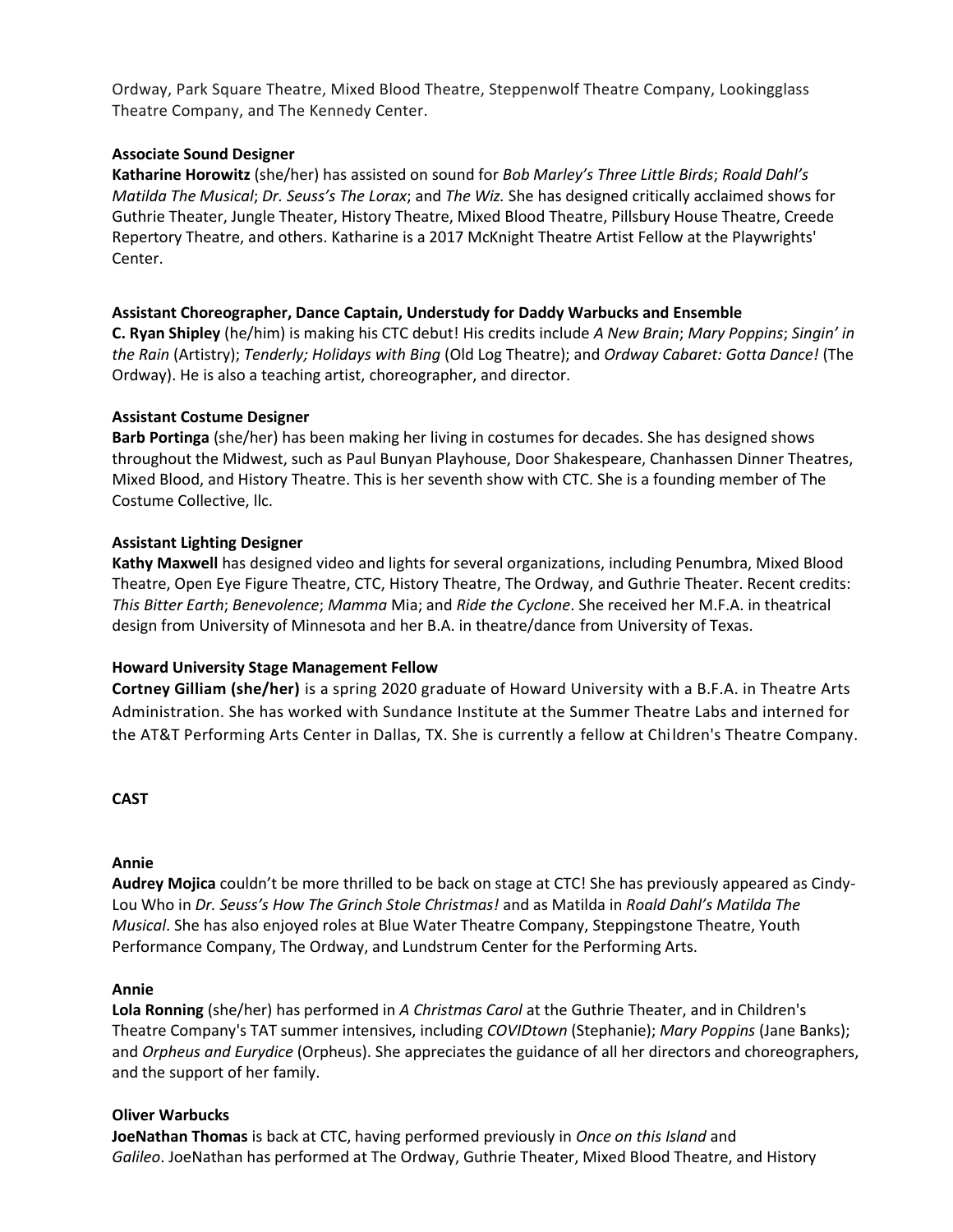Ordway, Park Square Theatre, Mixed Blood Theatre, Steppenwolf Theatre Company, Lookingglass Theatre Company, and The Kennedy Center.

**Associate Sound Designer**
**Katharine Horowitz** (she/her) has assisted on sound for *Bob Marley's Three Little Birds*; *Roald Dahl's Matilda The Musical*; *Dr. Seuss's The Lorax*; and *The Wiz.* She has designed critically acclaimed shows for Guthrie Theater, Jungle Theater, History Theatre, Mixed Blood Theatre, Pillsbury House Theatre, Creede Repertory Theatre, and others. Katharine is a 2017 McKnight Theatre Artist Fellow at the Playwrights' Center.

**Assistant Choreographer, Dance Captain, Understudy for Daddy Warbucks and Ensemble**
**C. Ryan Shipley** (he/him) is making his CTC debut! His credits include *A New Brain*; *Mary Poppins*; *Singin' in the Rain* (Artistry); *Tenderly; Holidays with Bing* (Old Log Theatre); and *Ordway Cabaret: Gotta Dance!* (The Ordway). He is also a teaching artist, choreographer, and director.

**Assistant Costume Designer**
**Barb Portinga** (she/her) has been making her living in costumes for decades. She has designed shows throughout the Midwest, such as Paul Bunyan Playhouse, Door Shakespeare, Chanhassen Dinner Theatres, Mixed Blood, and History Theatre. This is her seventh show with CTC. She is a founding member of The Costume Collective, llc.

**Assistant Lighting Designer**
**Kathy Maxwell** has designed video and lights for several organizations, including Penumbra, Mixed Blood Theatre, Open Eye Figure Theatre, CTC, History Theatre, The Ordway, and Guthrie Theater. Recent credits: *This Bitter Earth*; *Benevolence*; *Mamma* Mia; and *Ride the Cyclone*. She received her M.F.A. in theatrical design from University of Minnesota and her B.A. in theatre/dance from University of Texas.

**Howard University Stage Management Fellow**
**Cortney Gilliam (she/her)** is a spring 2020 graduate of Howard University with a B.F.A. in Theatre Arts Administration. She has worked with Sundance Institute at the Summer Theatre Labs and interned for the AT&T Performing Arts Center in Dallas, TX. She is currently a fellow at Children's Theatre Company.

**CAST**

**Annie**
**Audrey Mojica** couldn't be more thrilled to be back on stage at CTC! She has previously appeared as Cindy-Lou Who in *Dr. Seuss's How The Grinch Stole Christmas!* and as Matilda in *Roald Dahl's Matilda The Musical*. She has also enjoyed roles at Blue Water Theatre Company, Steppingstone Theatre, Youth Performance Company, The Ordway, and Lundstrum Center for the Performing Arts.

**Annie**
**Lola Ronning** (she/her) has performed in *A Christmas Carol* at the Guthrie Theater, and in Children's Theatre Company's TAT summer intensives, including *COVIDtown* (Stephanie); *Mary Poppins* (Jane Banks); and *Orpheus and Eurydice* (Orpheus). She appreciates the guidance of all her directors and choreographers, and the support of her family.

**Oliver Warbucks**
**JoeNathan Thomas** is back at CTC, having performed previously in *Once on this Island* and *Galileo*. JoeNathan has performed at The Ordway, Guthrie Theater, Mixed Blood Theatre, and History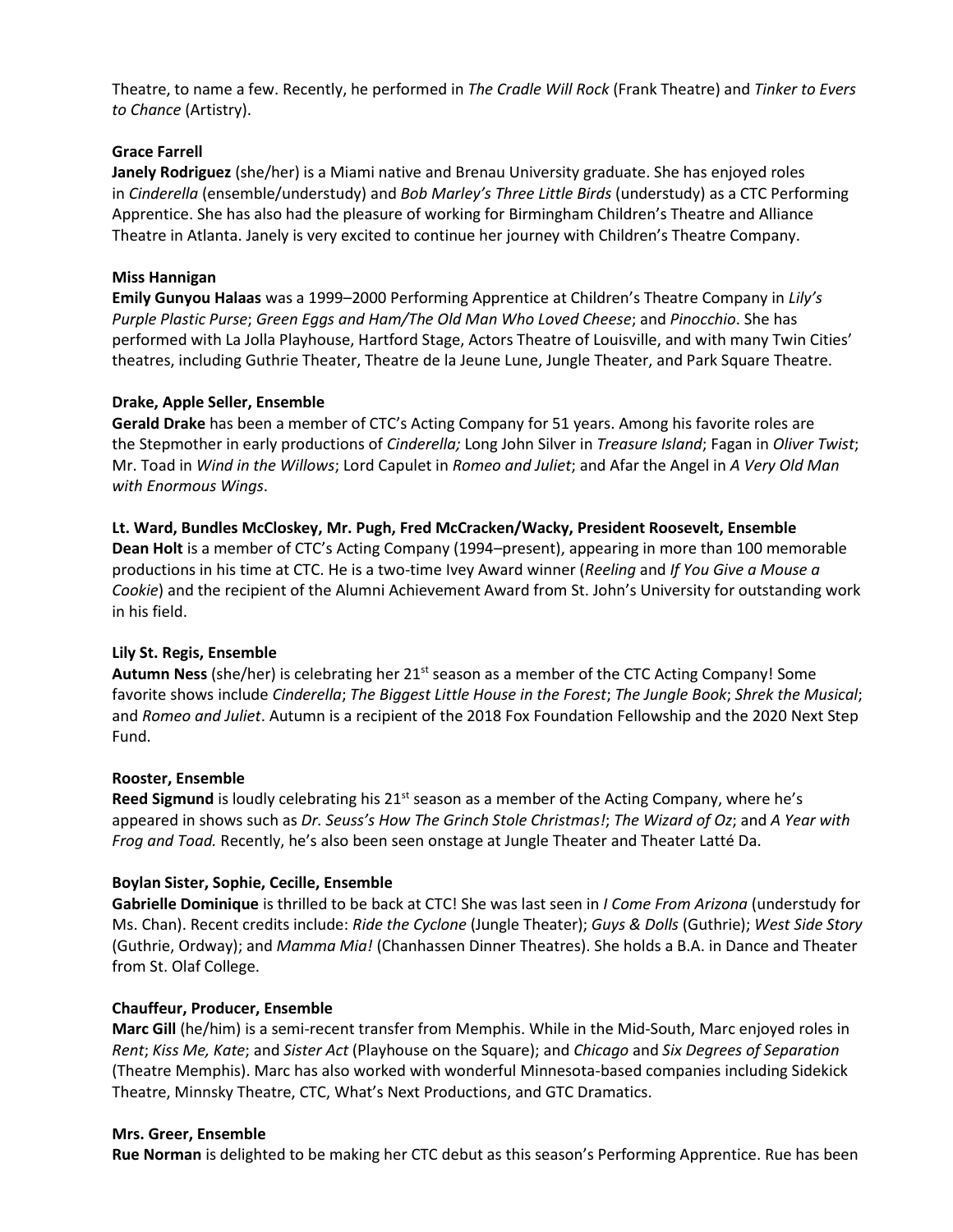Theatre, to name a few. Recently, he performed in *The Cradle Will Rock* (Frank Theatre) and *Tinker to Evers to Chance* (Artistry).

**Grace Farrell**
**Janely Rodriguez** (she/her) is a Miami native and Brenau University graduate. She has enjoyed roles in *Cinderella* (ensemble/understudy) and *Bob Marley's Three Little Birds* (understudy) as a CTC Performing Apprentice. She has also had the pleasure of working for Birmingham Children's Theatre and Alliance Theatre in Atlanta. Janely is very excited to continue her journey with Children's Theatre Company.

**Miss Hannigan**
**Emily Gunyou Halaas** was a 1999–2000 Performing Apprentice at Children's Theatre Company in *Lily's Purple Plastic Purse*; *Green Eggs and Ham/The Old Man Who Loved Cheese*; and *Pinocchio*. She has performed with La Jolla Playhouse, Hartford Stage, Actors Theatre of Louisville, and with many Twin Cities' theatres, including Guthrie Theater, Theatre de la Jeune Lune, Jungle Theater, and Park Square Theatre.

**Drake, Apple Seller, Ensemble**
**Gerald Drake** has been a member of CTC's Acting Company for 51 years. Among his favorite roles are the Stepmother in early productions of *Cinderella;* Long John Silver in *Treasure Island*; Fagan in *Oliver Twist*; Mr. Toad in *Wind in the Willows*; Lord Capulet in *Romeo and Juliet*; and Afar the Angel in *A Very Old Man with Enormous Wings*.

**Lt. Ward, Bundles McCloskey, Mr. Pugh, Fred McCracken/Wacky, President Roosevelt, Ensemble**
**Dean Holt** is a member of CTC's Acting Company (1994–present), appearing in more than 100 memorable productions in his time at CTC. He is a two-time Ivey Award winner (*Reeling* and *If You Give a Mouse a Cookie*) and the recipient of the Alumni Achievement Award from St. John's University for outstanding work in his field.

**Lily St. Regis, Ensemble**
**Autumn Ness** (she/her) is celebrating her 21st season as a member of the CTC Acting Company! Some favorite shows include *Cinderella*; *The Biggest Little House in the Forest*; *The Jungle Book*; *Shrek the Musical*; and *Romeo and Juliet*. Autumn is a recipient of the 2018 Fox Foundation Fellowship and the 2020 Next Step Fund.

**Rooster, Ensemble**
**Reed Sigmund** is loudly celebrating his 21st season as a member of the Acting Company, where he's appeared in shows such as *Dr. Seuss's How The Grinch Stole Christmas!*; *The Wizard of Oz*; and *A Year with Frog and Toad.* Recently, he's also been seen onstage at Jungle Theater and Theater Latté Da.

**Boylan Sister, Sophie, Cecille, Ensemble**
**Gabrielle Dominique** is thrilled to be back at CTC! She was last seen in *I Come From Arizona* (understudy for Ms. Chan). Recent credits include: *Ride the Cyclone* (Jungle Theater); *Guys & Dolls* (Guthrie); *West Side Story* (Guthrie, Ordway); and *Mamma Mia!* (Chanhassen Dinner Theatres). She holds a B.A. in Dance and Theater from St. Olaf College.

**Chauffeur, Producer, Ensemble**
**Marc Gill** (he/him) is a semi-recent transfer from Memphis. While in the Mid-South, Marc enjoyed roles in *Rent*; *Kiss Me, Kate*; and *Sister Act* (Playhouse on the Square); and *Chicago* and *Six Degrees of Separation* (Theatre Memphis). Marc has also worked with wonderful Minnesota-based companies including Sidekick Theatre, Minnsky Theatre, CTC, What's Next Productions, and GTC Dramatics.

**Mrs. Greer, Ensemble**
**Rue Norman** is delighted to be making her CTC debut as this season's Performing Apprentice. Rue has been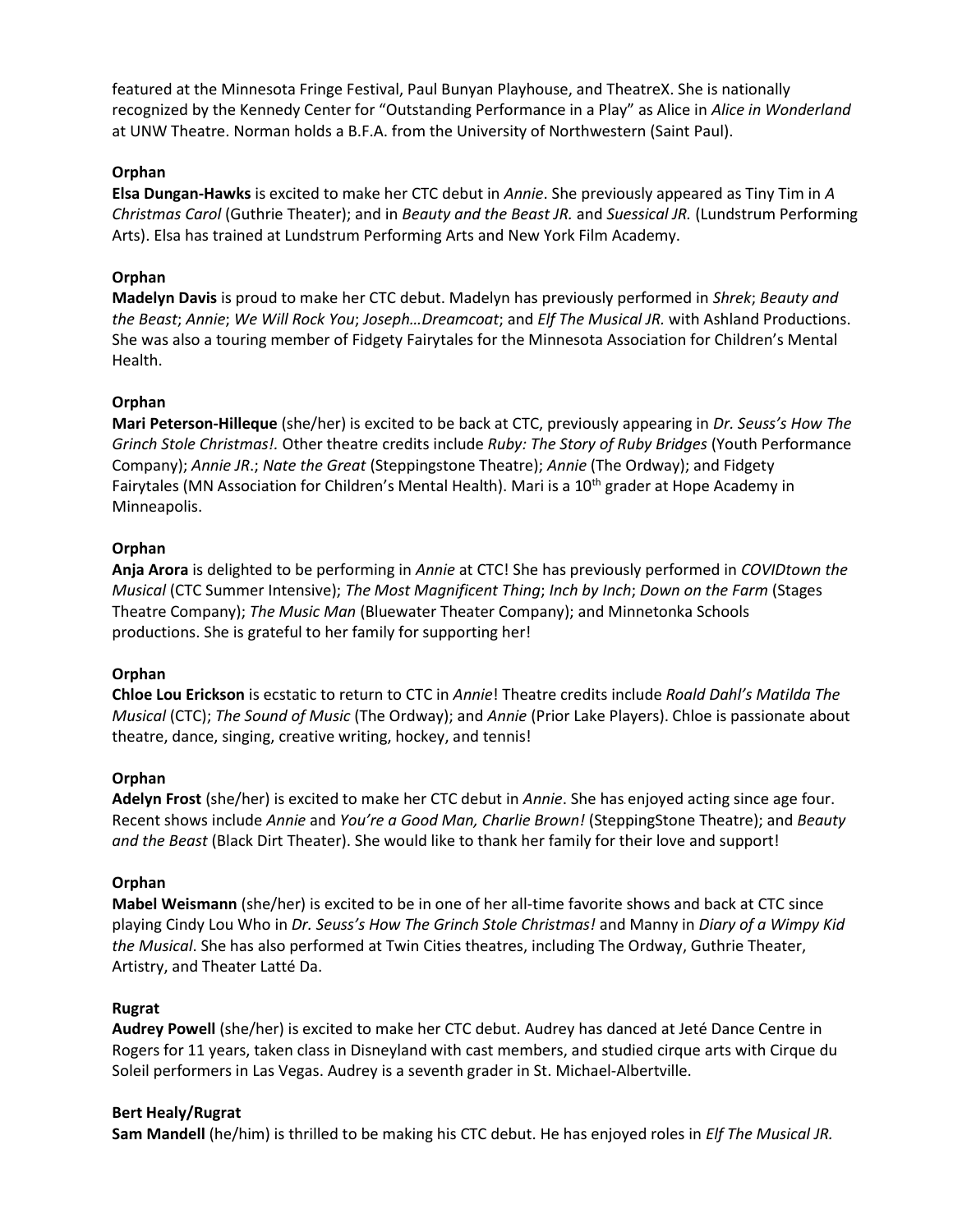featured at the Minnesota Fringe Festival, Paul Bunyan Playhouse, and TheatreX. She is nationally recognized by the Kennedy Center for "Outstanding Performance in a Play" as Alice in *Alice in Wonderland* at UNW Theatre. Norman holds a B.F.A. from the University of Northwestern (Saint Paul).

**Orphan**
**Elsa Dungan-Hawks** is excited to make her CTC debut in *Annie*. She previously appeared as Tiny Tim in *A Christmas Carol* (Guthrie Theater); and in *Beauty and the Beast JR.* and *Suessical JR.* (Lundstrum Performing Arts). Elsa has trained at Lundstrum Performing Arts and New York Film Academy.

**Orphan**
**Madelyn Davis** is proud to make her CTC debut. Madelyn has previously performed in *Shrek*; *Beauty and the Beast*; *Annie*; *We Will Rock You*; *Joseph…Dreamcoat*; and *Elf The Musical JR.* with Ashland Productions. She was also a touring member of Fidgety Fairytales for the Minnesota Association for Children's Mental Health.

**Orphan**
**Mari Peterson-Hilleque** (she/her) is excited to be back at CTC, previously appearing in *Dr. Seuss's How The Grinch Stole Christmas!.* Other theatre credits include *Ruby: The Story of Ruby Bridges* (Youth Performance Company); *Annie JR*.; *Nate the Great* (Steppingstone Theatre); *Annie* (The Ordway); and Fidgety Fairytales (MN Association for Children's Mental Health). Mari is a 10th grader at Hope Academy in Minneapolis.

**Orphan**
**Anja Arora** is delighted to be performing in *Annie* at CTC! She has previously performed in *COVIDtown the Musical* (CTC Summer Intensive); *The Most Magnificent Thing*; *Inch by Inch*; *Down on the Farm* (Stages Theatre Company); *The Music Man* (Bluewater Theater Company); and Minnetonka Schools productions. She is grateful to her family for supporting her!

**Orphan**
**Chloe Lou Erickson** is ecstatic to return to CTC in *Annie*! Theatre credits include *Roald Dahl's Matilda The Musical* (CTC); *The Sound of Music* (The Ordway); and *Annie* (Prior Lake Players). Chloe is passionate about theatre, dance, singing, creative writing, hockey, and tennis!

**Orphan**
**Adelyn Frost** (she/her) is excited to make her CTC debut in *Annie*. She has enjoyed acting since age four. Recent shows include *Annie* and *You're a Good Man, Charlie Brown!* (SteppingStone Theatre); and *Beauty and the Beast* (Black Dirt Theater). She would like to thank her family for their love and support!

**Orphan**
**Mabel Weismann** (she/her) is excited to be in one of her all-time favorite shows and back at CTC since playing Cindy Lou Who in *Dr. Seuss's How The Grinch Stole Christmas!* and Manny in *Diary of a Wimpy Kid the Musical*. She has also performed at Twin Cities theatres, including The Ordway, Guthrie Theater, Artistry, and Theater Latté Da.

**Rugrat**
**Audrey Powell** (she/her) is excited to make her CTC debut. Audrey has danced at Jeté Dance Centre in Rogers for 11 years, taken class in Disneyland with cast members, and studied cirque arts with Cirque du Soleil performers in Las Vegas. Audrey is a seventh grader in St. Michael-Albertville.

**Bert Healy/Rugrat**
**Sam Mandell** (he/him) is thrilled to be making his CTC debut. He has enjoyed roles in *Elf The Musical JR.*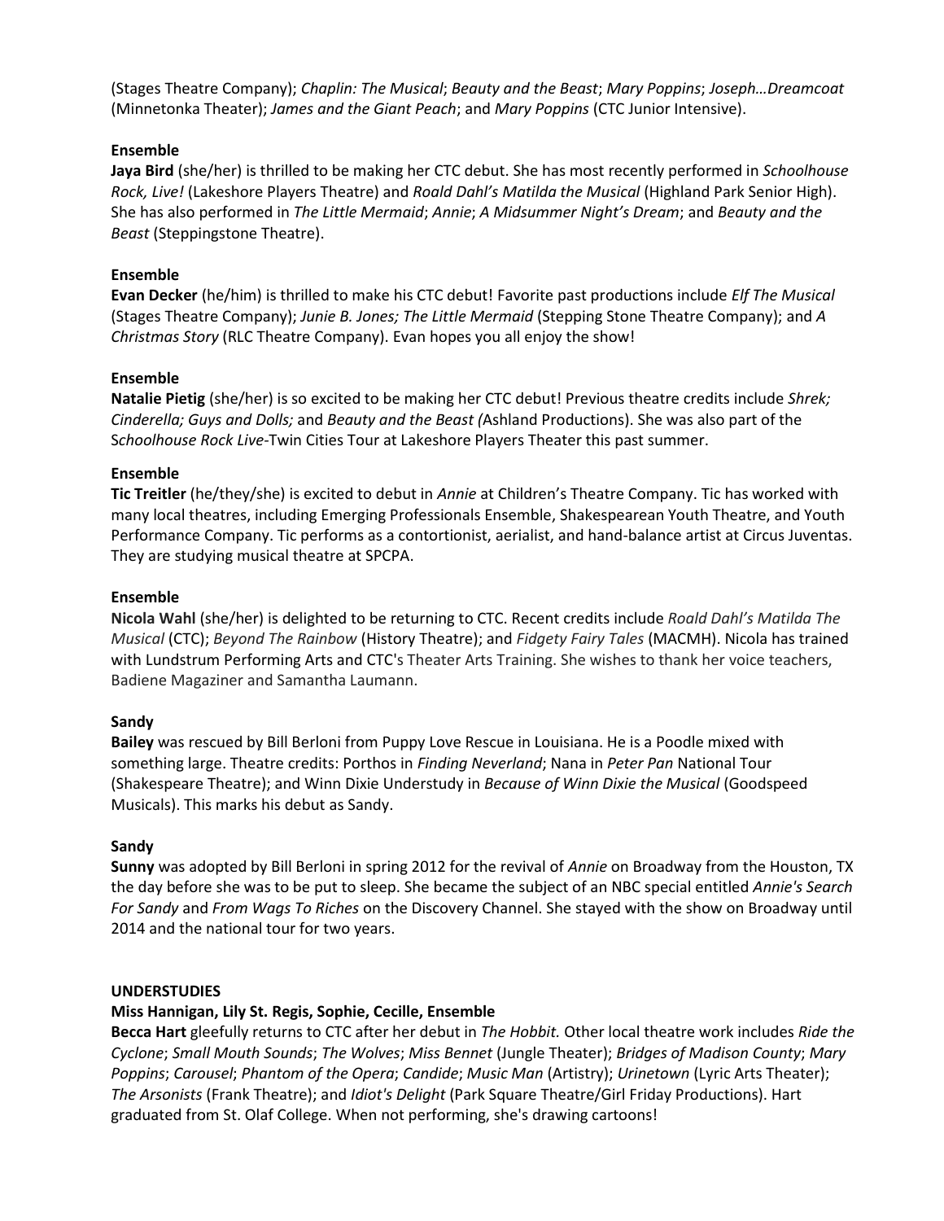(Stages Theatre Company); *Chaplin: The Musical*; *Beauty and the Beast*; *Mary Poppins*; *Joseph…Dreamcoat* (Minnetonka Theater); *James and the Giant Peach*; and *Mary Poppins* (CTC Junior Intensive).

**Ensemble**
**Jaya Bird** (she/her) is thrilled to be making her CTC debut. She has most recently performed in *Schoolhouse Rock, Live!* (Lakeshore Players Theatre) and *Roald Dahl's Matilda the Musical* (Highland Park Senior High). She has also performed in *The Little Mermaid*; *Annie*; *A Midsummer Night's Dream*; and *Beauty and the Beast* (Steppingstone Theatre).

**Ensemble**
**Evan Decker** (he/him) is thrilled to make his CTC debut! Favorite past productions include *Elf The Musical* (Stages Theatre Company); *Junie B. Jones; The Little Mermaid* (Stepping Stone Theatre Company); and *A Christmas Story* (RLC Theatre Company). Evan hopes you all enjoy the show!

**Ensemble**
**Natalie Pietig** (she/her) is so excited to be making her CTC debut! Previous theatre credits include *Shrek; Cinderella; Guys and Dolls;* and *Beauty and the Beast (*Ashland Productions). She was also part of the S*choolhouse Rock Live*-Twin Cities Tour at Lakeshore Players Theater this past summer.

**Ensemble**
**Tic Treitler** (he/they/she) is excited to debut in *Annie* at Children's Theatre Company. Tic has worked with many local theatres, including Emerging Professionals Ensemble, Shakespearean Youth Theatre, and Youth Performance Company. Tic performs as a contortionist, aerialist, and hand-balance artist at Circus Juventas. They are studying musical theatre at SPCPA.

**Ensemble**
**Nicola Wahl** (she/her) is delighted to be returning to CTC. Recent credits include *Roald Dahl's Matilda The Musical* (CTC); *Beyond The Rainbow* (History Theatre); and *Fidgety Fairy Tales* (MACMH). Nicola has trained with Lundstrum Performing Arts and CTC's Theater Arts Training. She wishes to thank her voice teachers, Badiene Magaziner and Samantha Laumann.

**Sandy**
**Bailey** was rescued by Bill Berloni from Puppy Love Rescue in Louisiana. He is a Poodle mixed with something large. Theatre credits: Porthos in *Finding Neverland*; Nana in *Peter Pan* National Tour (Shakespeare Theatre); and Winn Dixie Understudy in *Because of Winn Dixie the Musical* (Goodspeed Musicals). This marks his debut as Sandy.

**Sandy**
**Sunny** was adopted by Bill Berloni in spring 2012 for the revival of *Annie* on Broadway from the Houston, TX the day before she was to be put to sleep. She became the subject of an NBC special entitled *Annie's Search For Sandy* and *From Wags To Riches* on the Discovery Channel. She stayed with the show on Broadway until 2014 and the national tour for two years.

**UNDERSTUDIES**
**Miss Hannigan, Lily St. Regis, Sophie, Cecille, Ensemble**
**Becca Hart** gleefully returns to CTC after her debut in *The Hobbit.* Other local theatre work includes *Ride the Cyclone*; *Small Mouth Sounds*; *The Wolves*; *Miss Bennet* (Jungle Theater); *Bridges of Madison County*; *Mary Poppins*; *Carousel*; *Phantom of the Opera*; *Candide*; *Music Man* (Artistry); *Urinetown* (Lyric Arts Theater); *The Arsonists* (Frank Theatre); and *Idiot's Delight* (Park Square Theatre/Girl Friday Productions). Hart graduated from St. Olaf College. When not performing, she's drawing cartoons!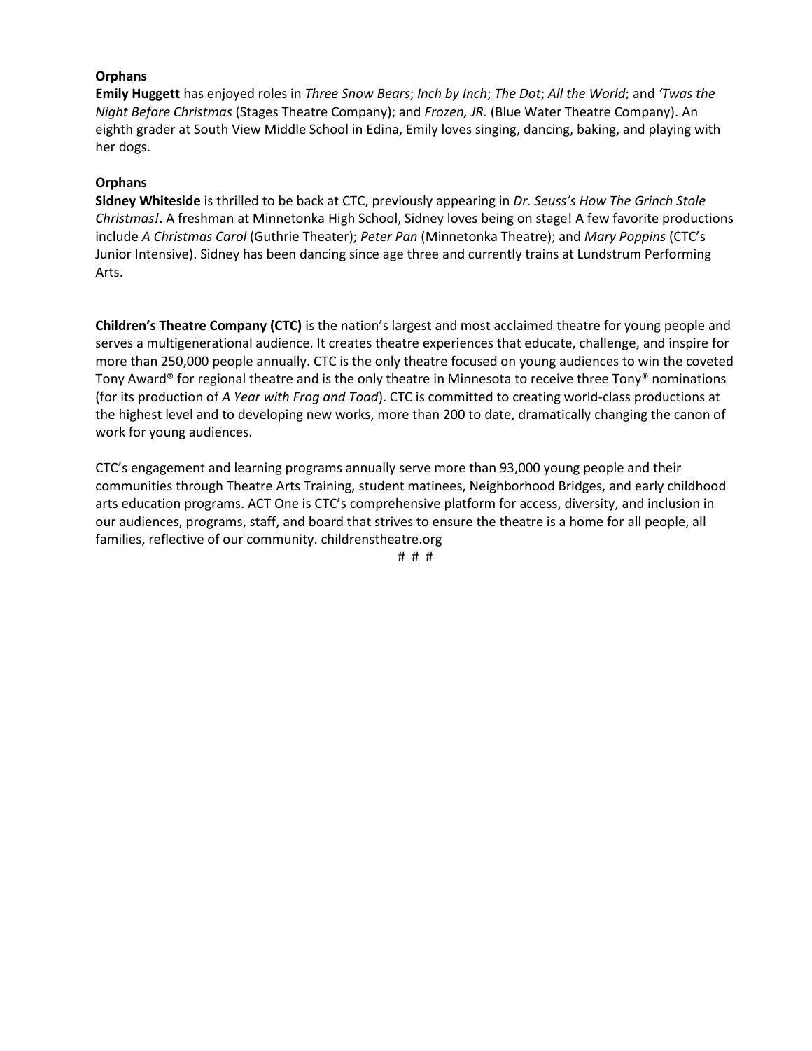**Orphans**
**Emily Huggett** has enjoyed roles in *Three Snow Bears*; *Inch by Inch*; *The Dot*; *All the World*; and *'Twas the Night Before Christmas* (Stages Theatre Company); and *Frozen, JR.* (Blue Water Theatre Company). An eighth grader at South View Middle School in Edina, Emily loves singing, dancing, baking, and playing with her dogs.

**Orphans**
**Sidney Whiteside** is thrilled to be back at CTC, previously appearing in *Dr. Seuss's How The Grinch Stole Christmas!*. A freshman at Minnetonka High School, Sidney loves being on stage! A few favorite productions include *A Christmas Carol* (Guthrie Theater); *Peter Pan* (Minnetonka Theatre); and *Mary Poppins* (CTC's Junior Intensive). Sidney has been dancing since age three and currently trains at Lundstrum Performing Arts.

**Children's Theatre Company (CTC)** is the nation's largest and most acclaimed theatre for young people and serves a multigenerational audience. It creates theatre experiences that educate, challenge, and inspire for more than 250,000 people annually. CTC is the only theatre focused on young audiences to win the coveted Tony Award® for regional theatre and is the only theatre in Minnesota to receive three Tony® nominations (for its production of *A Year with Frog and Toad*). CTC is committed to creating world-class productions at the highest level and to developing new works, more than 200 to date, dramatically changing the canon of work for young audiences.

CTC's engagement and learning programs annually serve more than 93,000 young people and their communities through Theatre Arts Training, student matinees, Neighborhood Bridges, and early childhood arts education programs. ACT One is CTC's comprehensive platform for access, diversity, and inclusion in our audiences, programs, staff, and board that strives to ensure the theatre is a home for all people, all families, reflective of our community. childrenstheatre.org

# # #